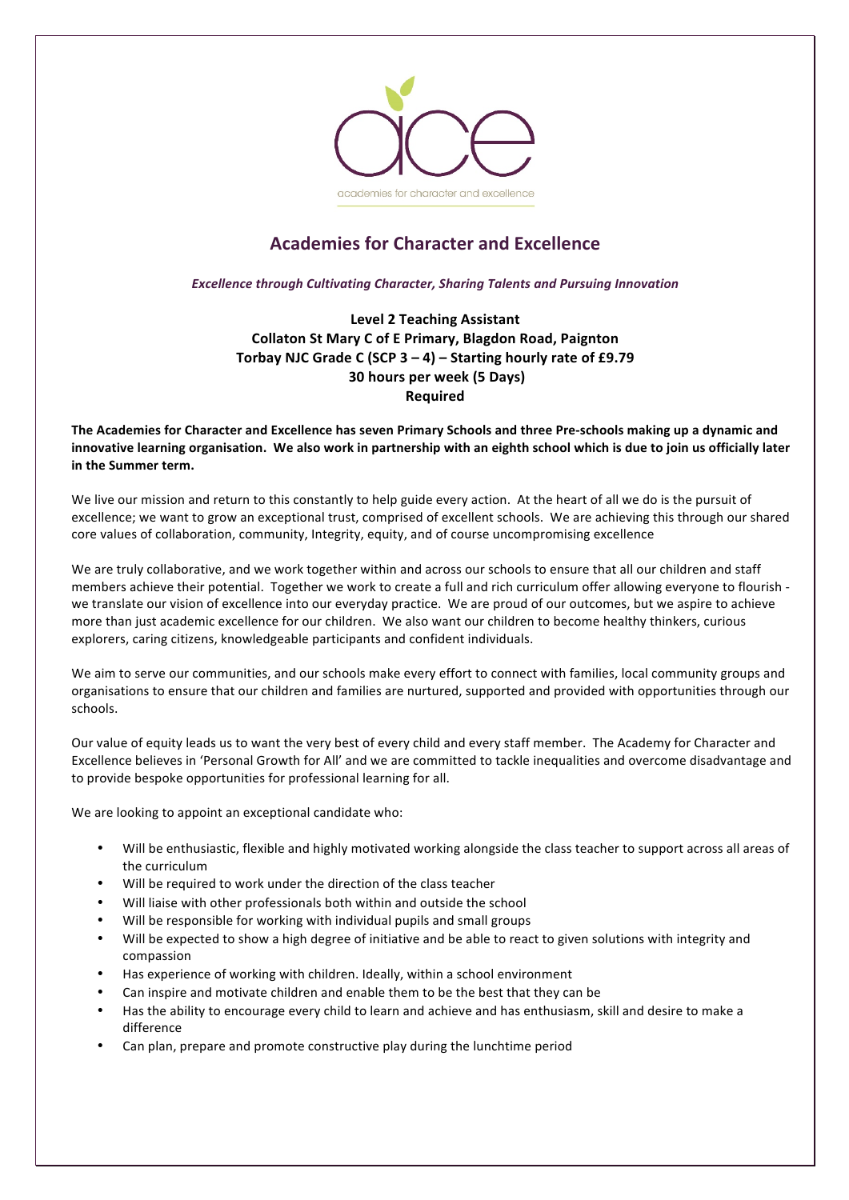academies for character and excellence

# Academies for Character and Excellence

*Excellence through Cultivating Character, Sharing Talents and Pursuing Innovation*

**Level 2 Teaching Assistant**
**Collaton St Mary C of E Primary, Blagdon Road, Paignton**
**Torbay NJC Grade C (SCP 3 – 4) – Starting hourly rate of £9.79**
**30 hours per week (5 Days)**
**Required**

**The Academies for Character and Excellence has seven Primary Schools and three Pre-schools making up a dynamic and innovative learning organisation. We also work in partnership with an eighth school which is due to join us officially later in the Summer term.**

We live our mission and return to this constantly to help guide every action. At the heart of all we do is the pursuit of excellence; we want to grow an exceptional trust, comprised of excellent schools. We are achieving this through our shared core values of collaboration, community, Integrity, equity, and of course uncompromising excellence

We are truly collaborative, and we work together within and across our schools to ensure that all our children and staff members achieve their potential. Together we work to create a full and rich curriculum offer allowing everyone to flourish - we translate our vision of excellence into our everyday practice. We are proud of our outcomes, but we aspire to achieve more than just academic excellence for our children. We also want our children to become healthy thinkers, curious explorers, caring citizens, knowledgeable participants and confident individuals.

We aim to serve our communities, and our schools make every effort to connect with families, local community groups and organisations to ensure that our children and families are nurtured, supported and provided with opportunities through our schools.

Our value of equity leads us to want the very best of every child and every staff member. The Academy for Character and Excellence believes in 'Personal Growth for All' and we are committed to tackle inequalities and overcome disadvantage and to provide bespoke opportunities for professional learning for all.

We are looking to appoint an exceptional candidate who:

- Will be enthusiastic, flexible and highly motivated working alongside the class teacher to support across all areas of the curriculum
- Will be required to work under the direction of the class teacher
- Will liaise with other professionals both within and outside the school
- Will be responsible for working with individual pupils and small groups
- Will be expected to show a high degree of initiative and be able to react to given solutions with integrity and compassion
- Has experience of working with children. Ideally, within a school environment
- Can inspire and motivate children and enable them to be the best that they can be
- Has the ability to encourage every child to learn and achieve and has enthusiasm, skill and desire to make a difference
- Can plan, prepare and promote constructive play during the lunchtime period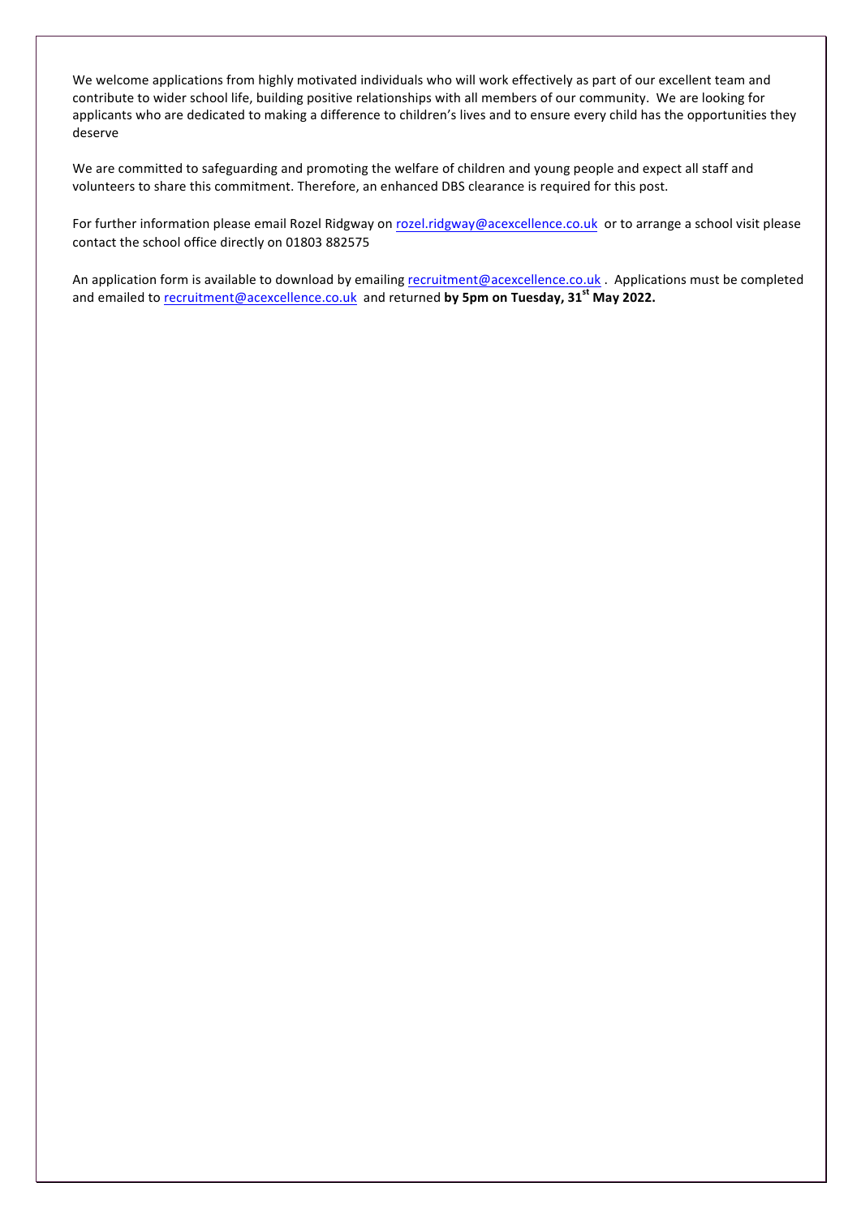We welcome applications from highly motivated individuals who will work effectively as part of our excellent team and contribute to wider school life, building positive relationships with all members of our community. We are looking for applicants who are dedicated to making a difference to children's lives and to ensure every child has the opportunities they deserve

We are committed to safeguarding and promoting the welfare of children and young people and expect all staff and volunteers to share this commitment. Therefore, an enhanced DBS clearance is required for this post.

For further information please email Rozel Ridgway on rozel.ridgway@acexcellence.co.uk or to arrange a school visit please contact the school office directly on 01803 882575

An application form is available to download by emailing recruitment@acexcellence.co.uk . Applications must be completed and emailed to recruitment@acexcellence.co.uk and returned **by 5pm on Tuesday, 31st May 2022.**